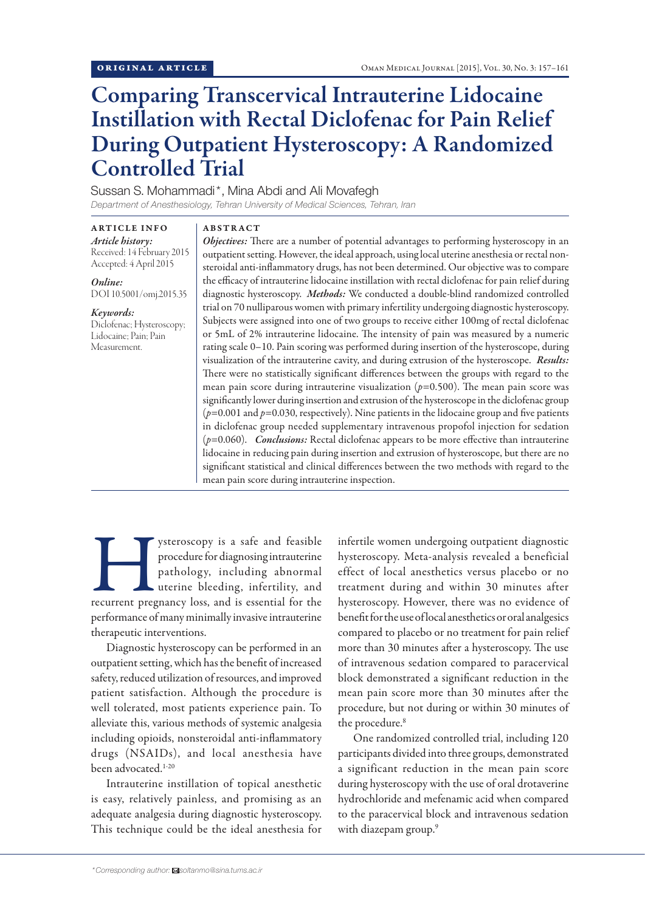ORIGINAL ARTICLE

# Comparing Transcervical Intrauterine Lidocaine Instillation with Rectal Diclofenac for Pain Relief During Outpatient Hysteroscopy: A Randomized Controlled Trial

Sussan S. Mohammadi*, Mina Abdi and Ali Movafegh

*Department of Anesthesiology, Tehran University of Medical Sciences, Tehran, Iran*

## ARTICLE INFO

***Article history:***
Received: 14 February 2015
Accepted: 4 April 2015

***Online:***
DOI 10.5001/omj.2015.35

***Keywords:***
Diclofenac; Hysteroscopy; Lidocaine; Pain; Pain Measurement.

## ABSTRACT

***Objectives:*** There are a number of potential advantages to performing hysteroscopy in an outpatient setting. However, the ideal approach, using local uterine anesthesia or rectal non-steroidal anti-inflammatory drugs, has not been determined. Our objective was to compare the efficacy of intrauterine lidocaine instillation with rectal diclofenac for pain relief during diagnostic hysteroscopy. ***Methods:*** We conducted a double-blind randomized controlled trial on 70 nulliparous women with primary infertility undergoing diagnostic hysteroscopy. Subjects were assigned into one of two groups to receive either 100mg of rectal diclofenac or 5mL of 2% intrauterine lidocaine. The intensity of pain was measured by a numeric rating scale 0–10. Pain scoring was performed during insertion of the hysteroscope, during visualization of the intrauterine cavity, and during extrusion of the hysteroscope. ***Results:*** There were no statistically significant differences between the groups with regard to the mean pain score during intrauterine visualization ($p$=0.500). The mean pain score was significantly lower during insertion and extrusion of the hysteroscope in the diclofenac group ($p$=0.001 and $p$=0.030, respectively). Nine patients in the lidocaine group and five patients in diclofenac group needed supplementary intravenous propofol injection for sedation ($p$=0.060). ***Conclusions:*** Rectal diclofenac appears to be more effective than intrauterine lidocaine in reducing pain during insertion and extrusion of hysteroscope, but there are no significant statistical and clinical differences between the two methods with regard to the mean pain score during intrauterine inspection.

Hysteroscopy is a safe and feasible procedure for diagnosing intrauterine pathology, including abnormal uterine bleeding, infertility, and recurrent pregnancy loss, and is essential for the performance of many minimally invasive intrauterine therapeutic interventions.

Diagnostic hysteroscopy can be performed in an outpatient setting, which has the benefit of increased safety, reduced utilization of resources, and improved patient satisfaction. Although the procedure is well tolerated, most patients experience pain. To alleviate this, various methods of systemic analgesia including opioids, nonsteroidal anti-inflammatory drugs (NSAIDs), and local anesthesia have been advocated.[1-20]

Intrauterine instillation of topical anesthetic is easy, relatively painless, and promising as an adequate analgesia during diagnostic hysteroscopy. This technique could be the ideal anesthesia for infertile women undergoing outpatient diagnostic hysteroscopy. Meta-analysis revealed a beneficial effect of local anesthetics versus placebo or no treatment during and within 30 minutes after hysteroscopy. However, there was no evidence of benefit for the use of local anesthetics or oral analgesics compared to placebo or no treatment for pain relief more than 30 minutes after a hysteroscopy. The use of intravenous sedation compared to paracervical block demonstrated a significant reduction in the mean pain score more than 30 minutes after the procedure, but not during or within 30 minutes of the procedure.[8]

One randomized controlled trial, including 120 participants divided into three groups, demonstrated a significant reduction in the mean pain score during hysteroscopy with the use of oral drotaverine hydrochloride and mefenamic acid when compared to the paracervical block and intravenous sedation with diazepam group.[9]

*Corresponding author: soltanmo@sina.tums.ac.ir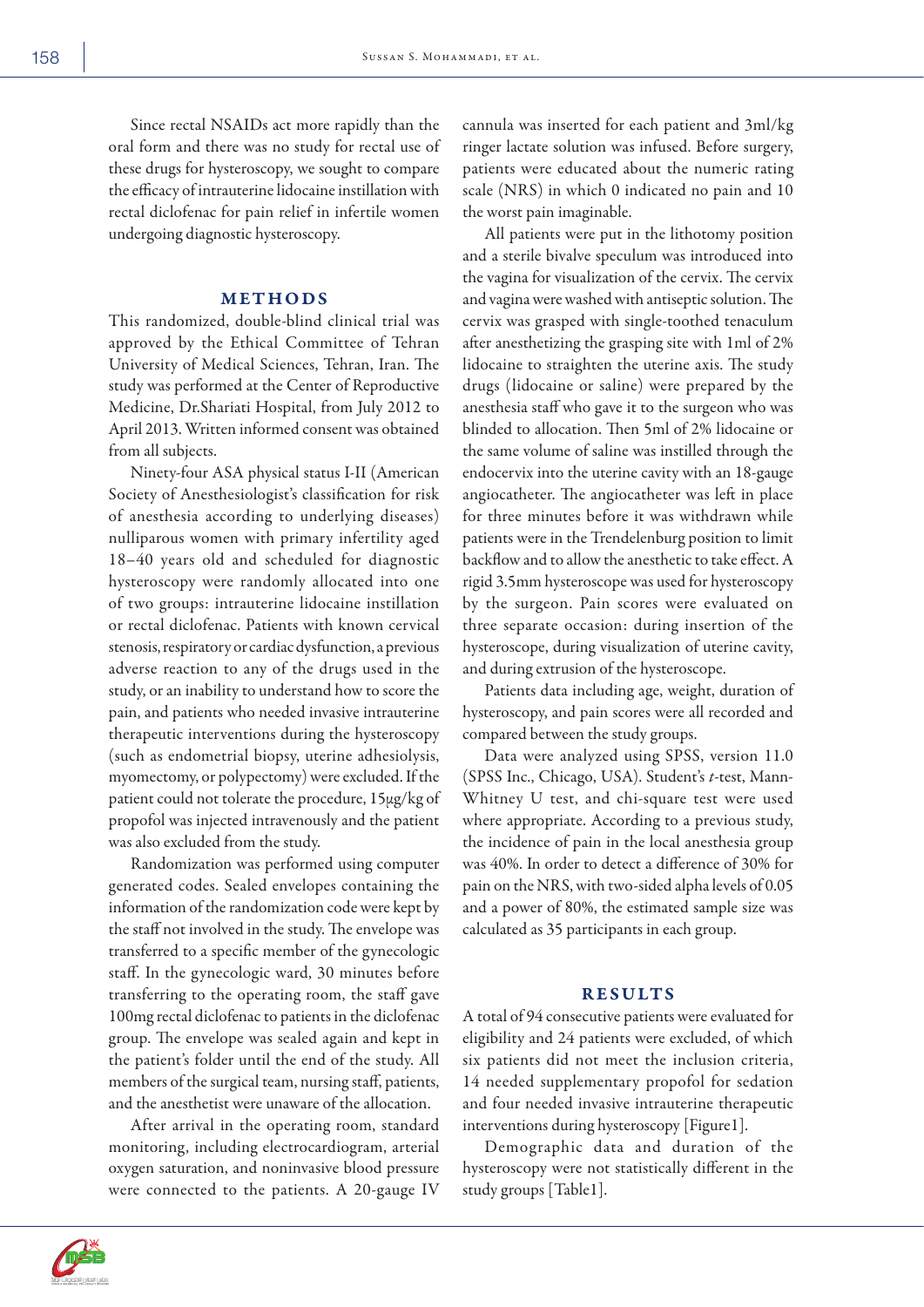Since rectal NSAIDs act more rapidly than the oral form and there was no study for rectal use of these drugs for hysteroscopy, we sought to compare the efficacy of intrauterine lidocaine instillation with rectal diclofenac for pain relief in infertile women undergoing diagnostic hysteroscopy.

## METHODS

This randomized, double-blind clinical trial was approved by the Ethical Committee of Tehran University of Medical Sciences, Tehran, Iran. The study was performed at the Center of Reproductive Medicine, Dr.Shariati Hospital, from July 2012 to April 2013. Written informed consent was obtained from all subjects.

Ninety-four ASA physical status I-II (American Society of Anesthesiologist's classification for risk of anesthesia according to underlying diseases) nulliparous women with primary infertility aged 18–40 years old and scheduled for diagnostic hysteroscopy were randomly allocated into one of two groups: intrauterine lidocaine instillation or rectal diclofenac. Patients with known cervical stenosis, respiratory or cardiac dysfunction, a previous adverse reaction to any of the drugs used in the study, or an inability to understand how to score the pain, and patients who needed invasive intrauterine therapeutic interventions during the hysteroscopy (such as endometrial biopsy, uterine adhesiolysis, myomectomy, or polypectomy) were excluded. If the patient could not tolerate the procedure, 15μg/kg of propofol was injected intravenously and the patient was also excluded from the study.

Randomization was performed using computer generated codes. Sealed envelopes containing the information of the randomization code were kept by the staff not involved in the study. The envelope was transferred to a specific member of the gynecologic staff. In the gynecologic ward, 30 minutes before transferring to the operating room, the staff gave 100mg rectal diclofenac to patients in the diclofenac group. The envelope was sealed again and kept in the patient's folder until the end of the study. All members of the surgical team, nursing staff, patients, and the anesthetist were unaware of the allocation.

After arrival in the operating room, standard monitoring, including electrocardiogram, arterial oxygen saturation, and noninvasive blood pressure were connected to the patients. A 20-gauge IV cannula was inserted for each patient and 3ml/kg ringer lactate solution was infused. Before surgery, patients were educated about the numeric rating scale (NRS) in which 0 indicated no pain and 10 the worst pain imaginable.

All patients were put in the lithotomy position and a sterile bivalve speculum was introduced into the vagina for visualization of the cervix. The cervix and vagina were washed with antiseptic solution. The cervix was grasped with single-toothed tenaculum after anesthetizing the grasping site with 1ml of 2% lidocaine to straighten the uterine axis. The study drugs (lidocaine or saline) were prepared by the anesthesia staff who gave it to the surgeon who was blinded to allocation. Then 5ml of 2% lidocaine or the same volume of saline was instilled through the endocervix into the uterine cavity with an 18-gauge angiocatheter. The angiocatheter was left in place for three minutes before it was withdrawn while patients were in the Trendelenburg position to limit backflow and to allow the anesthetic to take effect. A rigid 3.5mm hysteroscope was used for hysteroscopy by the surgeon. Pain scores were evaluated on three separate occasion: during insertion of the hysteroscope, during visualization of uterine cavity, and during extrusion of the hysteroscope.

Patients data including age, weight, duration of hysteroscopy, and pain scores were all recorded and compared between the study groups.

Data were analyzed using SPSS, version 11.0 (SPSS Inc., Chicago, USA). Student's *t*-test, Mann-Whitney U test, and chi-square test were used where appropriate. According to a previous study, the incidence of pain in the local anesthesia group was 40%. In order to detect a difference of 30% for pain on the NRS, with two-sided alpha levels of 0.05 and a power of 80%, the estimated sample size was calculated as 35 participants in each group.

## RESULTS

A total of 94 consecutive patients were evaluated for eligibility and 24 patients were excluded, of which six patients did not meet the inclusion criteria, 14 needed supplementary propofol for sedation and four needed invasive intrauterine therapeutic interventions during hysteroscopy [Figure1].

Demographic data and duration of the hysteroscopy were not statistically different in the study groups [Table1].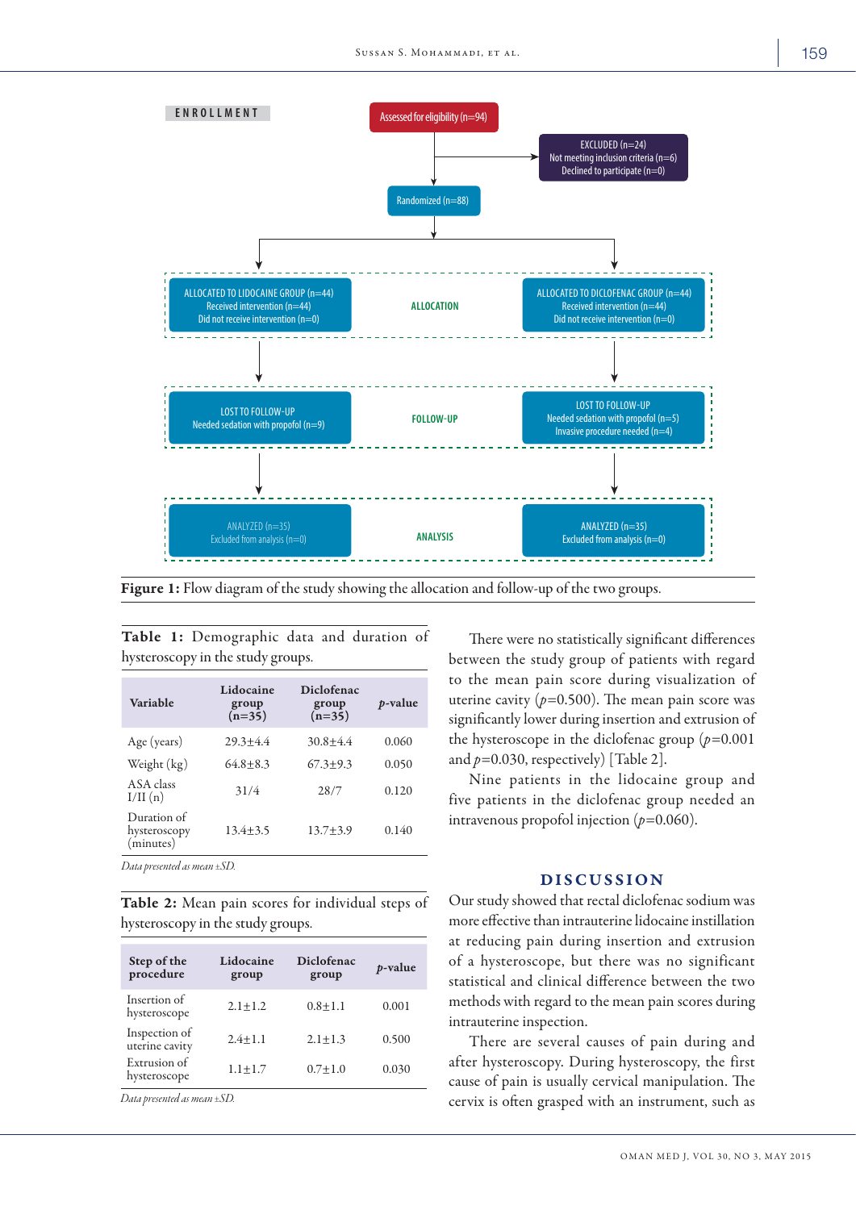ENROLLMENT

Assessed for eligibility (n=94)

EXCLUDED (n=24)
Not meeting inclusion criteria (n=6)
Declined to participate (n=0)

Randomized (n=88)

ALLOCATION

ALLOCATED TO LIDOCAINE GROUP (n=44)
Received intervention (n=44)
Did not receive intervention (n=0)

ALLOCATED TO DICLOFENAC GROUP (n=44)
Received intervention (n=44)
Did not receive intervention (n=0)

FOLLOW-UP

LOST TO FOLLOW-UP
Needed sedation with propofol (n=9)

LOST TO FOLLOW-UP
Needed sedation with propofol (n=5)
Invasive procedure needed (n=4)

ANALYSIS

ANALYZED (n=35)
Excluded from analysis (n=0)

ANALYZED (n=35)
Excluded from analysis (n=0)

**Figure 1:** Flow diagram of the study showing the allocation and follow-up of the two groups.

**Table 1:** Demographic data and duration of hysteroscopy in the study groups.

| Variable | Lidocaine group (n=35) | Diclofenac group (n=35) | *p*-value |
|---|---|---|---|
| Age (years) | 29.3±4.4 | 30.8±4.4 | 0.060 |
| Weight (kg) | 64.8±8.3 | 67.3±9.3 | 0.050 |
| ASA class I/II (n) | 31/4 | 28/7 | 0.120 |
| Duration of hysteroscopy (minutes) | 13.4±3.5 | 13.7±3.9 | 0.140 |

*Data presented as mean ±SD.*

**Table 2:** Mean pain scores for individual steps of hysteroscopy in the study groups.

| Step of the procedure | Lidocaine group | Diclofenac group | *p*-value |
|---|---|---|---|
| Insertion of hysteroscope | 2.1±1.2 | 0.8±1.1 | 0.001 |
| Inspection of uterine cavity | 2.4±1.1 | 2.1±1.3 | 0.500 |
| Extrusion of hysteroscope | 1.1±1.7 | 0.7±1.0 | 0.030 |

*Data presented as mean ±SD.*

There were no statistically significant differences between the study group of patients with regard to the mean pain score during visualization of uterine cavity ($p$=0.500). The mean pain score was significantly lower during insertion and extrusion of the hysteroscope in the diclofenac group ($p$=0.001 and $p$=0.030, respectively) [Table 2].

Nine patients in the lidocaine group and five patients in the diclofenac group needed an intravenous propofol injection ($p$=0.060).

## DISCUSSION

Our study showed that rectal diclofenac sodium was more effective than intrauterine lidocaine instillation at reducing pain during insertion and extrusion of a hysteroscope, but there was no significant statistical and clinical difference between the two methods with regard to the mean pain scores during intrauterine inspection.

There are several causes of pain during and after hysteroscopy. During hysteroscopy, the first cause of pain is usually cervical manipulation. The cervix is often grasped with an instrument, such as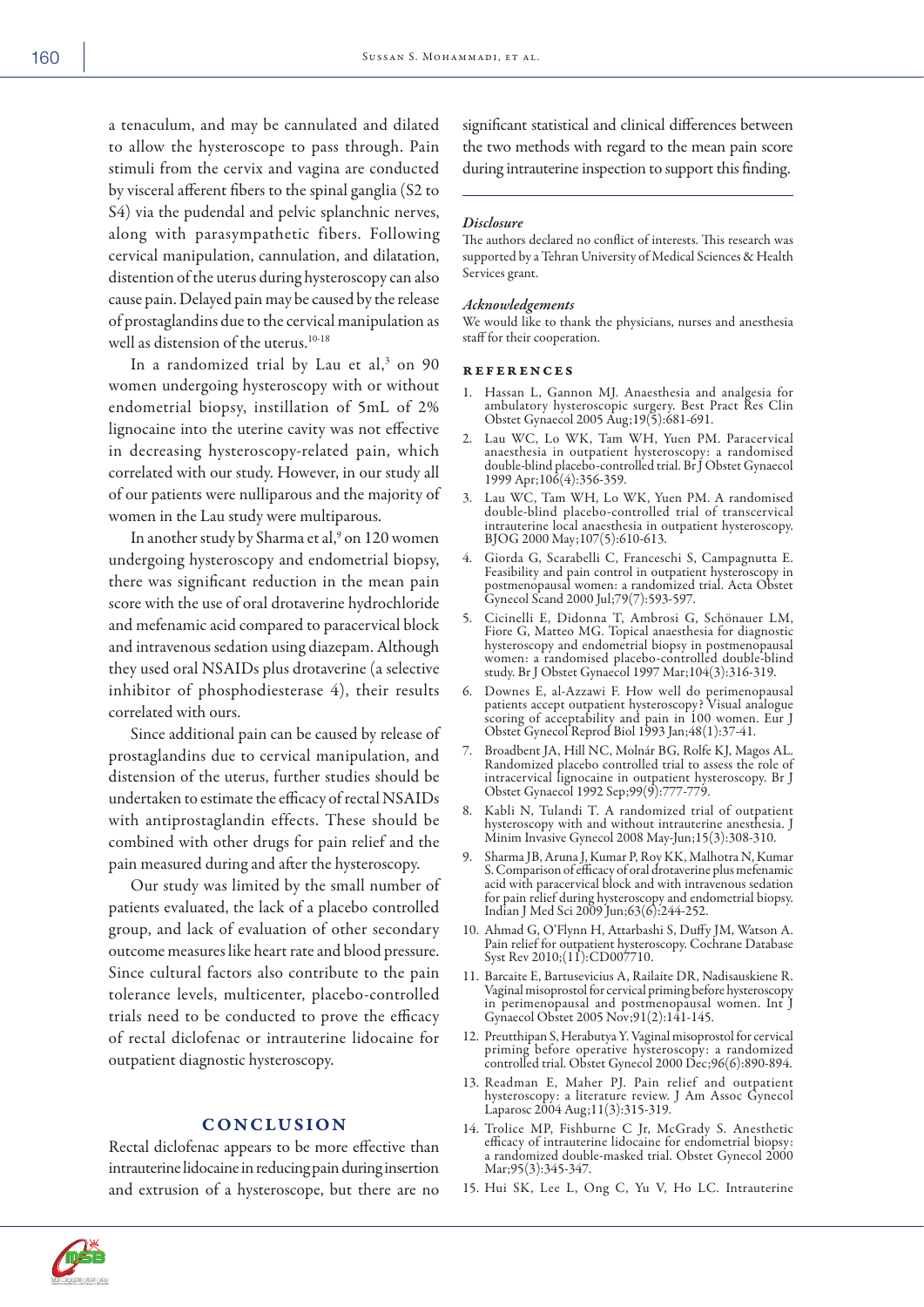a tenaculum, and may be cannulated and dilated to allow the hysteroscope to pass through. Pain stimuli from the cervix and vagina are conducted by visceral afferent fibers to the spinal ganglia (S2 to S4) via the pudendal and pelvic splanchnic nerves, along with parasympathetic fibers. Following cervical manipulation, cannulation, and dilatation, distention of the uterus during hysteroscopy can also cause pain. Delayed pain may be caused by the release of prostaglandins due to the cervical manipulation as well as distension of the uterus.[10-18]

In a randomized trial by Lau et al,[3] on 90 women undergoing hysteroscopy with or without endometrial biopsy, instillation of 5mL of 2% lignocaine into the uterine cavity was not effective in decreasing hysteroscopy-related pain, which correlated with our study. However, in our study all of our patients were nulliparous and the majority of women in the Lau study were multiparous.

In another study by Sharma et al,[9] on 120 women undergoing hysteroscopy and endometrial biopsy, there was significant reduction in the mean pain score with the use of oral drotaverine hydrochloride and mefenamic acid compared to paracervical block and intravenous sedation using diazepam. Although they used oral NSAIDs plus drotaverine (a selective inhibitor of phosphodiesterase 4), their results correlated with ours.

Since additional pain can be caused by release of prostaglandins due to cervical manipulation, and distension of the uterus, further studies should be undertaken to estimate the efficacy of rectal NSAIDs with antiprostaglandin effects. These should be combined with other drugs for pain relief and the pain measured during and after the hysteroscopy.

Our study was limited by the small number of patients evaluated, the lack of a placebo controlled group, and lack of evaluation of other secondary outcome measures like heart rate and blood pressure. Since cultural factors also contribute to the pain tolerance levels, multicenter, placebo-controlled trials need to be conducted to prove the efficacy of rectal diclofenac or intrauterine lidocaine for outpatient diagnostic hysteroscopy.

## Conclusion

Rectal diclofenac appears to be more effective than intrauterine lidocaine in reducing pain during insertion and extrusion of a hysteroscope, but there are no significant statistical and clinical differences between the two methods with regard to the mean pain score during intrauterine inspection to support this finding.

---

### *Disclosure*

The authors declared no conflict of interests. This research was supported by a Tehran University of Medical Sciences & Health Services grant.

### *Acknowledgements*

We would like to thank the physicians, nurses and anesthesia staff for their cooperation.

## References

1. Hassan L, Gannon MJ. Anaesthesia and analgesia for ambulatory hysteroscopic surgery. Best Pract Res Clin Obstet Gynaecol 2005 Aug;19(5):681-691.
2. Lau WC, Lo WK, Tam WH, Yuen PM. Paracervical anaesthesia in outpatient hysteroscopy: a randomised double-blind placebo-controlled trial. Br J Obstet Gynaecol 1999 Apr;106(4):356-359.
3. Lau WC, Tam WH, Lo WK, Yuen PM. A randomised double-blind placebo-controlled trial of transcervical intrauterine local anaesthesia in outpatient hysteroscopy. BJOG 2000 May;107(5):610-613.
4. Giorda G, Scarabelli C, Franceschi S, Campagnutta E. Feasibility and pain control in outpatient hysteroscopy in postmenopausal women: a randomized trial. Acta Obstet Gynecol Scand 2000 Jul;79(7):593-597.
5. Cicinelli E, Didonna T, Ambrosi G, Schönauer LM, Fiore G, Matteo MG. Topical anaesthesia for diagnostic hysteroscopy and endometrial biopsy in postmenopausal women: a randomised placebo-controlled double-blind study. Br J Obstet Gynaecol 1997 Mar;104(3):316-319.
6. Downes E, al-Azzawi F. How well do perimenopausal patients accept outpatient hysteroscopy? Visual analogue scoring of acceptability and pain in 100 women. Eur J Obstet Gynecol Reprod Biol 1993 Jan;48(1):37-41.
7. Broadbent JA, Hill NC, Molnár BG, Rolfe KJ, Magos AL. Randomized placebo controlled trial to assess the role of intracervical lignocaine in outpatient hysteroscopy. Br J Obstet Gynaecol 1992 Sep;99(9):777-779.
8. Kabli N, Tulandi T. A randomized trial of outpatient hysteroscopy with and without intrauterine anesthesia. J Minim Invasive Gynecol 2008 May-Jun;15(3):308-310.
9. Sharma JB, Aruna J, Kumar P, Roy KK, Malhotra N, Kumar S. Comparison of efficacy of oral drotaverine plus mefenamic acid with paracervical block and with intravenous sedation for pain relief during hysteroscopy and endometrial biopsy. Indian J Med Sci 2009 Jun;63(6):244-252.
10. Ahmad G, O'Flynn H, Attarbashi S, Duffy JM, Watson A. Pain relief for outpatient hysteroscopy. Cochrane Database Syst Rev 2010;(11):CD007710.
11. Barcaite E, Bartusevicius A, Railaite DR, Nadisauskiene R. Vaginal misoprostol for cervical priming before hysteroscopy in perimenopausal and postmenopausal women. Int J Gynaecol Obstet 2005 Nov;91(2):141-145.
12. Preutthipan S, Herabutya Y. Vaginal misoprostol for cervical priming before operative hysteroscopy: a randomized controlled trial. Obstet Gynecol 2000 Dec;96(6):890-894.
13. Readman E, Maher PJ. Pain relief and outpatient hysteroscopy: a literature review. J Am Assoc Gynecol Laparosc 2004 Aug;11(3):315-319.
14. Trolice MP, Fishburne C Jr, McGrady S. Anesthetic efficacy of intrauterine lidocaine for endometrial biopsy: a randomized double-masked trial. Obstet Gynecol 2000 Mar;95(3):345-347.
15. Hui SK, Lee L, Ong C, Yu V, Ho LC. Intrauterine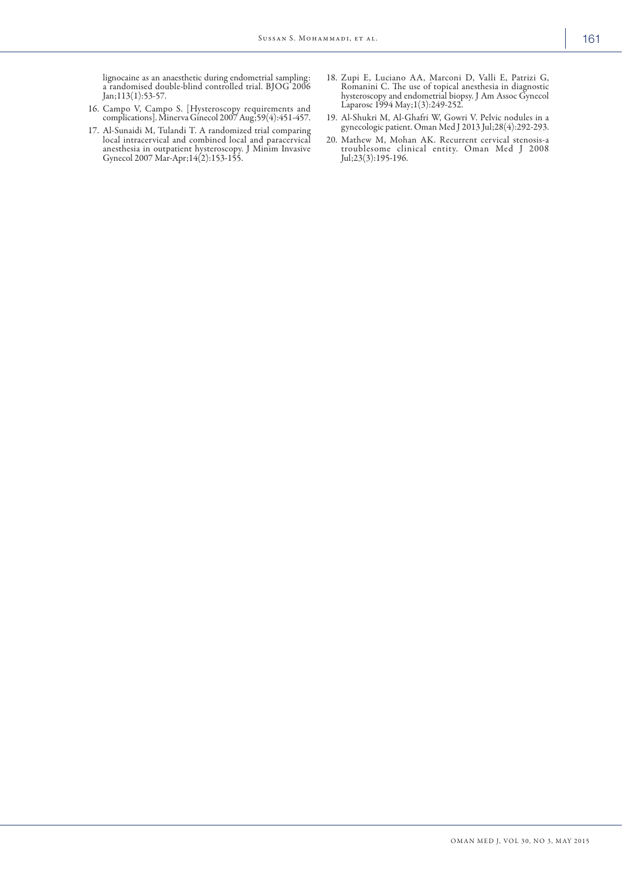lignocaine as an anaesthetic during endometrial sampling: a randomised double-blind controlled trial. BJOG 2006 Jan;113(1):53-57.

16. Campo V, Campo S. [Hysteroscopy requirements and complications]. Minerva Ginecol 2007 Aug;59(4):451-457.
17. Al-Sunaidi M, Tulandi T. A randomized trial comparing local intracervical and combined local and paracervical anesthesia in outpatient hysteroscopy. J Minim Invasive Gynecol 2007 Mar-Apr;14(2):153-155.
18. Zupi E, Luciano AA, Marconi D, Valli E, Patrizi G, Romanini C. The use of topical anesthesia in diagnostic hysteroscopy and endometrial biopsy. J Am Assoc Gynecol Laparosc 1994 May;1(3):249-252.
19. Al-Shukri M, Al-Ghafri W, Gowri V. Pelvic nodules in a gynecologic patient. Oman Med J 2013 Jul;28(4):292-293.
20. Mathew M, Mohan AK. Recurrent cervical stenosis-a troublesome clinical entity. Oman Med J 2008 Jul;23(3):195-196.